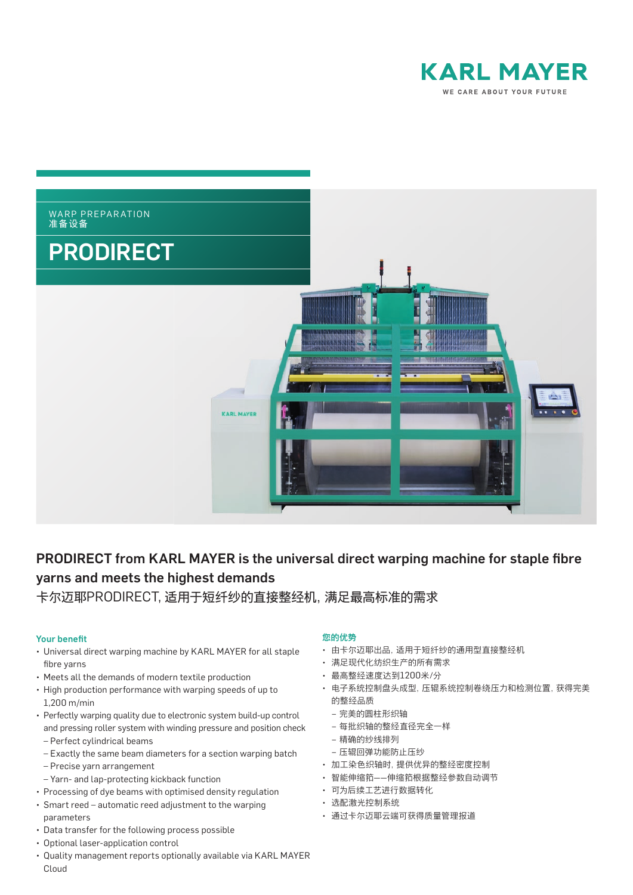KARL MAYER

WE CARE ABOUT YOUR FUTURE

WARP PREPARATION
准备设备

# PRODIRECT

## PRODIRECT from KARL MAYER is the universal direct warping machine for staple fibre yarns and meets the highest demands

卡尔迈耶PRODIRECT, 适用于短纤纱的直接整经机, 满足最高标准的需求

### Your benefit

- Universal direct warping machine by KARL MAYER for all staple fibre yarns
- Meets all the demands of modern textile production
- High production performance with warping speeds of up to 1,200 m/min
- Perfectly warping quality due to electronic system build-up control and pressing roller system with winding pressure and position check
  - – Perfect cylindrical beams
  - – Exactly the same beam diameters for a section warping batch
  - – Precise yarn arrangement
  - – Yarn- and lap-protecting kickback function
- Processing of dye beams with optimised density regulation
- Smart reed – automatic reed adjustment to the warping parameters
- Data transfer for the following process possible
- Optional laser-application control
- Quality management reports optionally available via KARL MAYER Cloud

### 您的优势

- 由卡尔迈耶出品, 适用于短纤纱的通用型直接整经机
- 满足现代化纺织生产的所有需求
- 最高整经速度达到1200米/分
- 电子系统控制盘头成型, 压辊系统控制卷绕压力和检测位置, 获得完美的整经品质
  - – 完美的圆柱形织轴
  - – 每批织轴的整经直径完全一样
  - – 精确的纱线排列
  - – 压辊回弹功能防止压纱
- 加工染色织轴时, 提供优异的整经密度控制
- 智能伸缩筘——伸缩筘根据整经参数自动调节
- 可为后续工艺进行数据转化
- 选配激光控制系统
- 通过卡尔迈耶云端可获得质量管理报道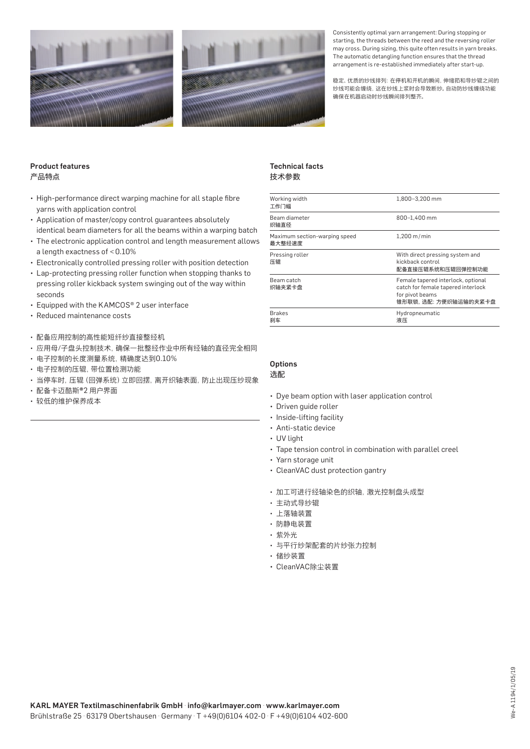Consistently optimal yarn arrangement: During stopping or starting, the threads between the reed and the reversing roller may cross. During sizing, this quite often results in yarn breaks. The automatic detangling function ensures that the thread arrangement is re-established immediately after start-up.

稳定，优质的纱线排列：在停机和开机的瞬间，伸缩筘和导纱辊之间的纱线可能会缠绕，这在纱线上浆时会导致断纱。自动防纱线缠绕功能确保在机器启动时纱线瞬间排列整齐。

## Product features
## 产品特点

- High-performance direct warping machine for all staple fibre yarns with application control
- Application of master/copy control guarantees absolutely identical beam diameters for all the beams within a warping batch
- The electronic application control and length measurement allows a length exactness of < 0.10%
- Electronically controlled pressing roller with position detection
- Lap-protecting pressing roller function when stopping thanks to pressing roller kickback system swinging out of the way within seconds
- Equipped with the KAMCOS® 2 user interface
- Reduced maintenance costs

- 配备应用控制的高性能短纤纱直接整经机
- 应用母/子盘头控制技术，确保一批整经作业中所有经轴的直径完全相同
- 电子控制的长度测量系统，精确度达到0.10%
- 电子控制的压辊，带位置检测功能
- 当停车时，压辊（回弹系统）立即回摆，离开织轴表面，防止出现压纱现象
- 配备卡迈酷斯®2 用户界面
- 较低的维护保养成本

## Technical facts
## 技术参数

| | |
|---|---|
| Working width<br>工作门幅 | 1,800–3,200 mm |
| Beam diameter<br>织轴直径 | 800–1,400 mm |
| Maximum section-warping speed<br>最大整经速度 | 1,200 m/min |
| Pressing roller<br>压辊 | With direct pressing system and kickback control<br>配备直接压辊系统和压辊回弹控制功能 |
| Beam catch<br>织轴夹紧卡盘 | Female tapered interlock, optional catch for female tapered interlock for pivot beams<br>锥形联锁，选配：方便织轴运输的夹紧卡盘 |
| Brakes<br>刹车 | Hydropneumatic<br>液压 |

## Options
## 选配

- Dye beam option with laser application control
- Driven guide roller
- Inside-lifting facility
- Anti-static device
- UV light
- Tape tension control in combination with parallel creel
- Yarn storage unit
- CleanVAC dust protection gantry

- 加工可进行经轴染色的织轴，激光控制盘头成型
- 主动式导纱辊
- 上落轴装置
- 防静电装置
- 紫外光
- 与平行纱架配套的片纱张力控制
- 储纱装置
- CleanVAC除尘装置

**KARL MAYER Textilmaschinenfabrik GmbH** · **info@karlmayer.com** · **www.karlmayer.com**
Brühlstraße 25 · 63179 Obertshausen · Germany · T +49(0)6104 402-0 · F +49(0)6104 402-600

We-A 1194/1/05/19